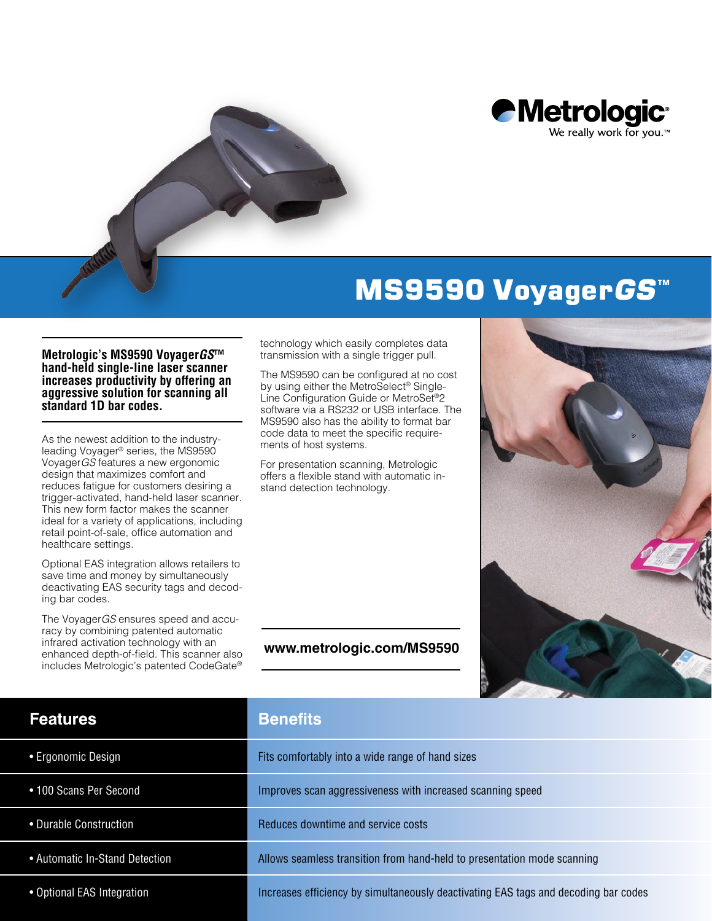Metrologic®
We really work for you.™

# MS9590 Voyager*GS*™

**Metrologic's MS9590 Voyager*GS*™ hand-held single-line laser scanner increases productivity by offering an aggressive solution for scanning all standard 1D bar codes.**

As the newest addition to the industry-leading Voyager® series, the MS9590 Voyager*GS* features a new ergonomic design that maximizes comfort and reduces fatigue for customers desiring a trigger-activated, hand-held laser scanner. This new form factor makes the scanner ideal for a variety of applications, including retail point-of-sale, office automation and healthcare settings.

Optional EAS integration allows retailers to save time and money by simultaneously deactivating EAS security tags and decoding bar codes.

The Voyager*GS* ensures speed and accuracy by combining patented automatic infrared activation technology with an enhanced depth-of-field. This scanner also includes Metrologic's patented CodeGate® technology which easily completes data transmission with a single trigger pull.

The MS9590 can be configured at no cost by using either the MetroSelect® Single-Line Configuration Guide or MetroSet®2 software via a RS232 or USB interface. The MS9590 also has the ability to format bar code data to meet the specific requirements of host systems.

For presentation scanning, Metrologic offers a flexible stand with automatic in-stand detection technology.

**www.metrologic.com/MS9590**

| Features | Benefits |
|---|---|
| • Ergonomic Design | Fits comfortably into a wide range of hand sizes |
| • 100 Scans Per Second | Improves scan aggressiveness with increased scanning speed |
| • Durable Construction | Reduces downtime and service costs |
| • Automatic In-Stand Detection | Allows seamless transition from hand-held to presentation mode scanning |
| • Optional EAS Integration | Increases efficiency by simultaneously deactivating EAS tags and decoding bar codes |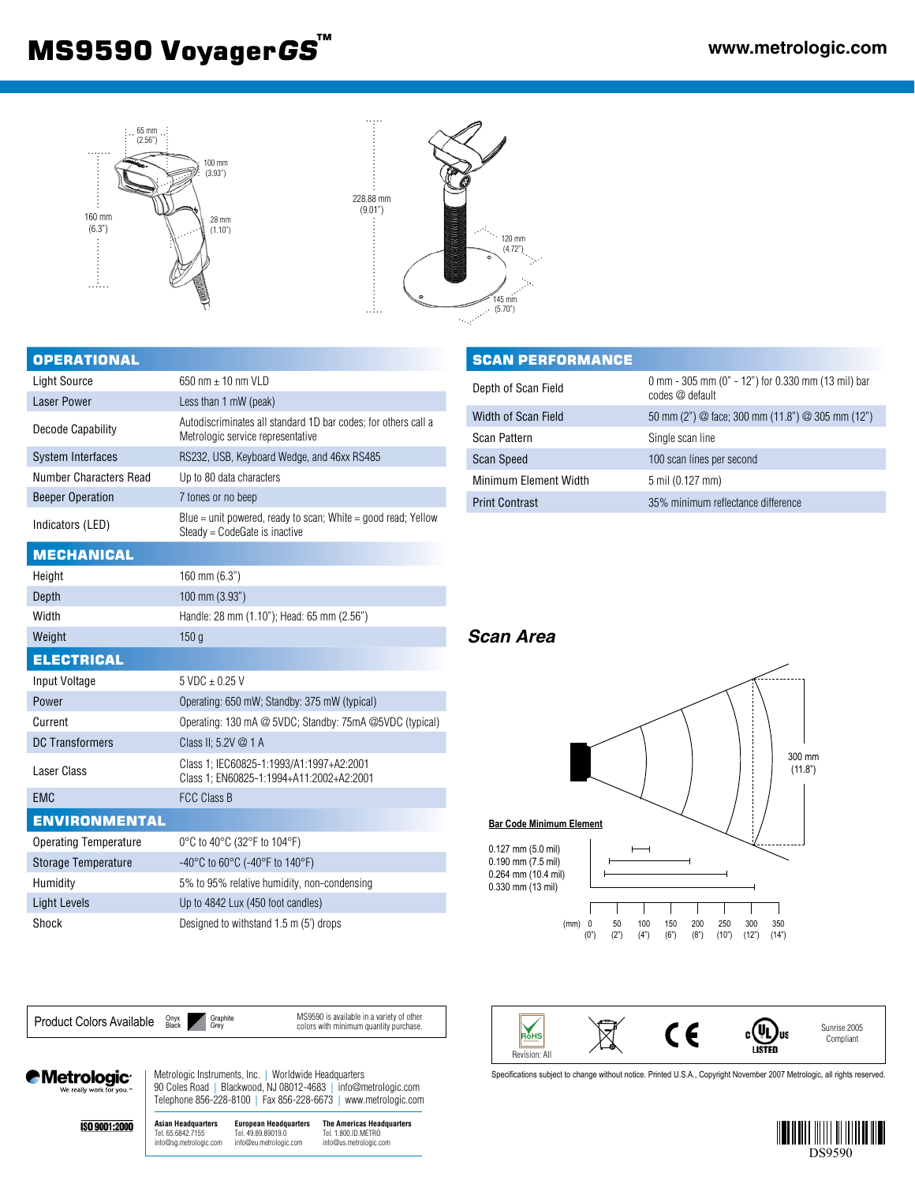# MS9590 VoyagerGS™

www.metrologic.com

65 mm (2.56")
100 mm (3.93")
160 mm (6.3")
28 mm (1.10")
228.88 mm (9.01")
120 mm (4.72")
145 mm (5.70")

## OPERATIONAL

| | |
|---|---|
| Light Source | 650 nm ± 10 nm VLD |
| Laser Power | Less than 1 mW (peak) |
| Decode Capability | Autodiscriminates all standard 1D bar codes; for others call a Metrologic service representative |
| System Interfaces | RS232, USB, Keyboard Wedge, and 46xx RS485 |
| Number Characters Read | Up to 80 data characters |
| Beeper Operation | 7 tones or no beep |
| Indicators (LED) | Blue = unit powered, ready to scan; White = good read; Yellow Steady = CodeGate is inactive |

## MECHANICAL

| | |
|---|---|
| Height | 160 mm (6.3") |
| Depth | 100 mm (3.93") |
| Width | Handle: 28 mm (1.10"); Head: 65 mm (2.56") |
| Weight | 150 g |

## ELECTRICAL

| | |
|---|---|
| Input Voltage | 5 VDC ± 0.25 V |
| Power | Operating: 650 mW; Standby: 375 mW (typical) |
| Current | Operating: 130 mA @ 5VDC; Standby: 75mA @5VDC (typical) |
| DC Transformers | Class II; 5.2V @ 1 A |
| Laser Class | Class 1; IEC60825-1:1993/A1:1997+A2:2001<br>Class 1; EN60825-1:1994+A11:2002+A2:2001 |
| EMC | FCC Class B |

## ENVIRONMENTAL

| | |
|---|---|
| Operating Temperature | 0°C to 40°C (32°F to 104°F) |
| Storage Temperature | -40°C to 60°C (-40°F to 140°F) |
| Humidity | 5% to 95% relative humidity, non-condensing |
| Light Levels | Up to 4842 Lux (450 foot candles) |
| Shock | Designed to withstand 1.5 m (5') drops |

## SCAN PERFORMANCE

| | |
|---|---|
| Depth of Scan Field | 0 mm - 305 mm (0" - 12") for 0.330 mm (13 mil) bar codes @ default |
| Width of Scan Field | 50 mm (2") @ face; 300 mm (11.8") @ 305 mm (12") |
| Scan Pattern | Single scan line |
| Scan Speed | 100 scan lines per second |
| Minimum Element Width | 5 mil (0.127 mm) |
| Print Contrast | 35% minimum reflectance difference |

## *Scan Area*

300 mm (11.8")

**Bar Code Minimum Element**

0.127 mm (5.0 mil)
0.190 mm (7.5 mil)
0.264 mm (10.4 mil)
0.330 mm (13 mil)

(mm) 0 (0") 50 (2") 100 (4") 150 (6") 200 (8") 250 (10") 300 (12") 350 (14")

| Product Colors Available | Onyx Black | Graphite Grey | MS9590 is available in a variety of other colors with minimum quantity purchase. |
|---|---|---|---|

RoHS Revision: All | CE | c UL us LISTED | Sunrise 2005 Compliant

Specifications subject to change without notice. Printed U.S.A., Copyright November 2007 Metrologic, all rights reserved.

Metrologic® We really work for you.™

ISO 9001:2000

Metrologic Instruments, Inc. | Worldwide Headquarters
90 Coles Road | Blackwood, NJ 08012-4683 | info@metrologic.com
Telephone 856-228-8100 | Fax 856-228-6673 | www.metrologic.com

**Asian Headquarters**
Tel. 65.6842.7155
info@sg.metrologic.com

**European Headquarters**
Tel. 49.89.89019.0
info@eu.metrologic.com

**The Americas Headquarters**
Tel. 1.800.ID.METRO
info@us.metrologic.com

DS9590